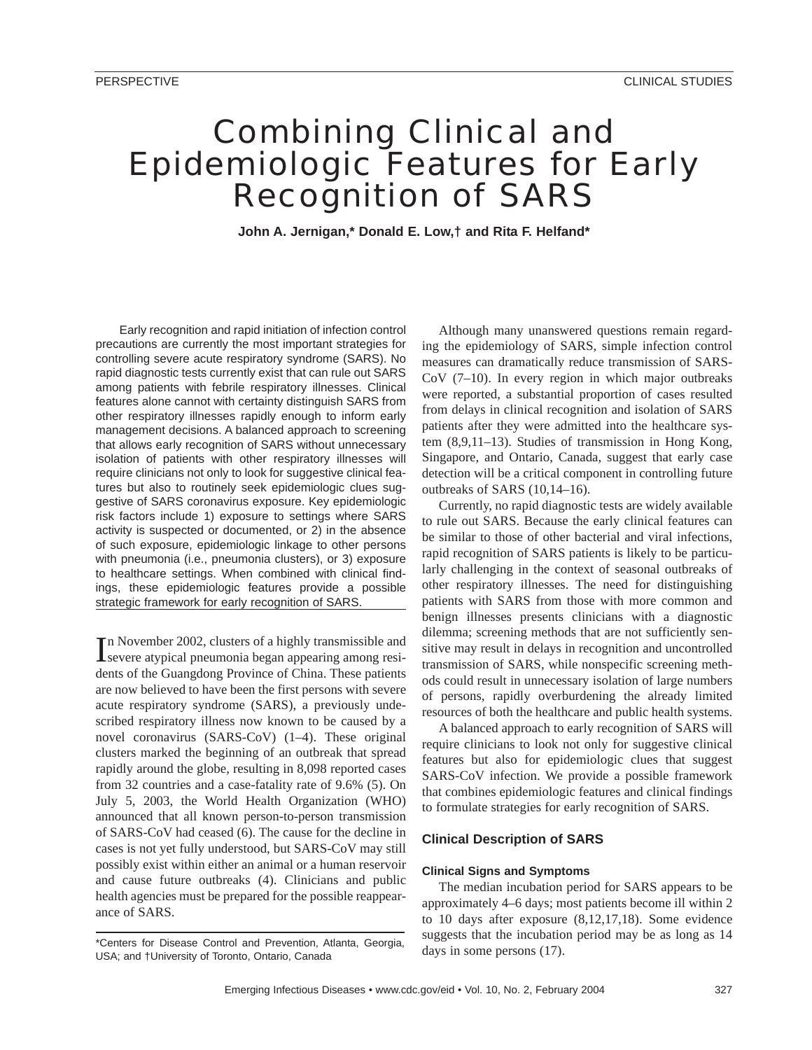PERSPECTIVE

CLINICAL STUDIES

# Combining Clinical and Epidemiologic Features for Early Recognition of SARS

**John A. Jernigan,* Donald E. Low,† and Rita F. Helfand***

Early recognition and rapid initiation of infection control precautions are currently the most important strategies for controlling severe acute respiratory syndrome (SARS). No rapid diagnostic tests currently exist that can rule out SARS among patients with febrile respiratory illnesses. Clinical features alone cannot with certainty distinguish SARS from other respiratory illnesses rapidly enough to inform early management decisions. A balanced approach to screening that allows early recognition of SARS without unnecessary isolation of patients with other respiratory illnesses will require clinicians not only to look for suggestive clinical features but also to routinely seek epidemiologic clues suggestive of SARS coronavirus exposure. Key epidemiologic risk factors include 1) exposure to settings where SARS activity is suspected or documented, or 2) in the absence of such exposure, epidemiologic linkage to other persons with pneumonia (i.e., pneumonia clusters), or 3) exposure to healthcare settings. When combined with clinical findings, these epidemiologic features provide a possible strategic framework for early recognition of SARS.

In November 2002, clusters of a highly transmissible and severe atypical pneumonia began appearing among residents of the Guangdong Province of China. These patients are now believed to have been the first persons with severe acute respiratory syndrome (SARS), a previously undescribed respiratory illness now known to be caused by a novel coronavirus (SARS-CoV) (1–4). These original clusters marked the beginning of an outbreak that spread rapidly around the globe, resulting in 8,098 reported cases from 32 countries and a case-fatality rate of 9.6% (5). On July 5, 2003, the World Health Organization (WHO) announced that all known person-to-person transmission of SARS-CoV had ceased (6). The cause for the decline in cases is not yet fully understood, but SARS-CoV may still possibly exist within either an animal or a human reservoir and cause future outbreaks (4). Clinicians and public health agencies must be prepared for the possible reappearance of SARS.

*Centers for Disease Control and Prevention, Atlanta, Georgia, USA; and †University of Toronto, Ontario, Canada

Although many unanswered questions remain regarding the epidemiology of SARS, simple infection control measures can dramatically reduce transmission of SARS-CoV (7–10). In every region in which major outbreaks were reported, a substantial proportion of cases resulted from delays in clinical recognition and isolation of SARS patients after they were admitted into the healthcare system (8,9,11–13). Studies of transmission in Hong Kong, Singapore, and Ontario, Canada, suggest that early case detection will be a critical component in controlling future outbreaks of SARS (10,14–16).

Currently, no rapid diagnostic tests are widely available to rule out SARS. Because the early clinical features can be similar to those of other bacterial and viral infections, rapid recognition of SARS patients is likely to be particularly challenging in the context of seasonal outbreaks of other respiratory illnesses. The need for distinguishing patients with SARS from those with more common and benign illnesses presents clinicians with a diagnostic dilemma; screening methods that are not sufficiently sensitive may result in delays in recognition and uncontrolled transmission of SARS, while nonspecific screening methods could result in unnecessary isolation of large numbers of persons, rapidly overburdening the already limited resources of both the healthcare and public health systems.

A balanced approach to early recognition of SARS will require clinicians to look not only for suggestive clinical features but also for epidemiologic clues that suggest SARS-CoV infection. We provide a possible framework that combines epidemiologic features and clinical findings to formulate strategies for early recognition of SARS.

## Clinical Description of SARS

### Clinical Signs and Symptoms

The median incubation period for SARS appears to be approximately 4–6 days; most patients become ill within 2 to 10 days after exposure (8,12,17,18). Some evidence suggests that the incubation period may be as long as 14 days in some persons (17).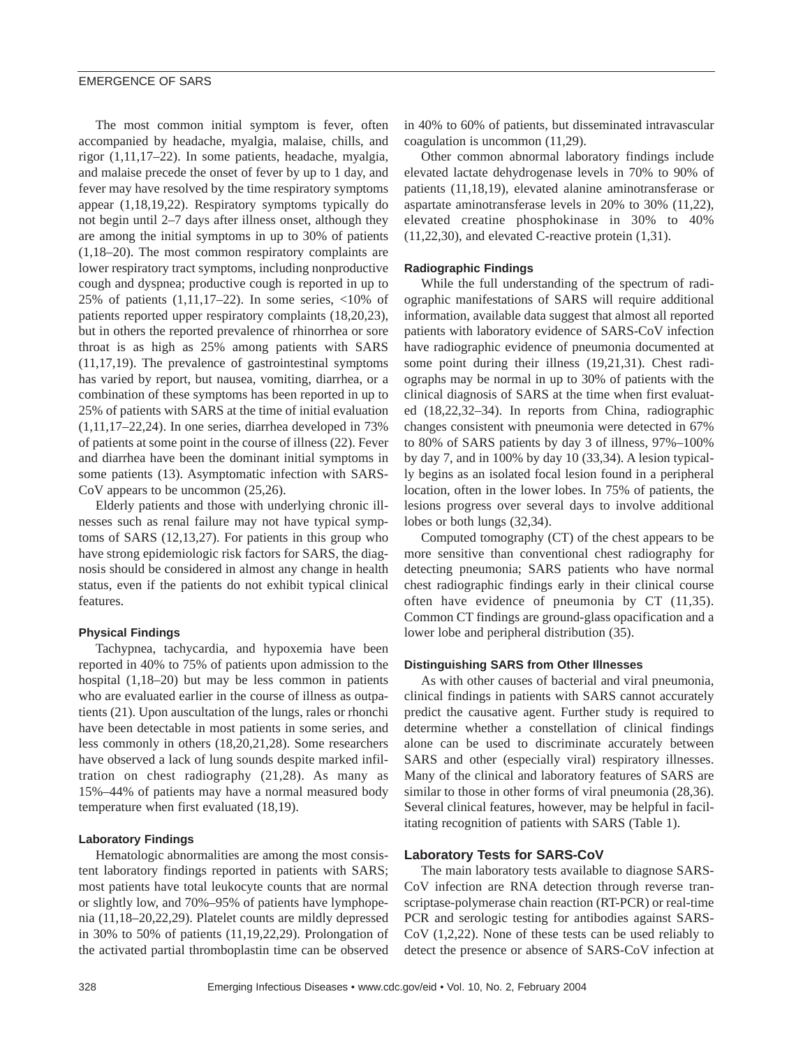The most common initial symptom is fever, often accompanied by headache, myalgia, malaise, chills, and rigor (1,11,17–22). In some patients, headache, myalgia, and malaise precede the onset of fever by up to 1 day, and fever may have resolved by the time respiratory symptoms appear (1,18,19,22). Respiratory symptoms typically do not begin until 2–7 days after illness onset, although they are among the initial symptoms in up to 30% of patients (1,18–20). The most common respiratory complaints are lower respiratory tract symptoms, including nonproductive cough and dyspnea; productive cough is reported in up to 25% of patients (1,11,17–22). In some series, <10% of patients reported upper respiratory complaints (18,20,23), but in others the reported prevalence of rhinorrhea or sore throat is as high as 25% among patients with SARS (11,17,19). The prevalence of gastrointestinal symptoms has varied by report, but nausea, vomiting, diarrhea, or a combination of these symptoms has been reported in up to 25% of patients with SARS at the time of initial evaluation (1,11,17–22,24). In one series, diarrhea developed in 73% of patients at some point in the course of illness (22). Fever and diarrhea have been the dominant initial symptoms in some patients (13). Asymptomatic infection with SARS-CoV appears to be uncommon (25,26).

Elderly patients and those with underlying chronic illnesses such as renal failure may not have typical symptoms of SARS (12,13,27). For patients in this group who have strong epidemiologic risk factors for SARS, the diagnosis should be considered in almost any change in health status, even if the patients do not exhibit typical clinical features.

#### Physical Findings

Tachypnea, tachycardia, and hypoxemia have been reported in 40% to 75% of patients upon admission to the hospital (1,18–20) but may be less common in patients who are evaluated earlier in the course of illness as outpatients (21). Upon auscultation of the lungs, rales or rhonchi have been detectable in most patients in some series, and less commonly in others (18,20,21,28). Some researchers have observed a lack of lung sounds despite marked infiltration on chest radiography (21,28). As many as 15%–44% of patients may have a normal measured body temperature when first evaluated (18,19).

#### Laboratory Findings

Hematologic abnormalities are among the most consistent laboratory findings reported in patients with SARS; most patients have total leukocyte counts that are normal or slightly low, and 70%–95% of patients have lymphopenia (11,18–20,22,29). Platelet counts are mildly depressed in 30% to 50% of patients (11,19,22,29). Prolongation of the activated partial thromboplastin time can be observed in 40% to 60% of patients, but disseminated intravascular coagulation is uncommon (11,29).

Other common abnormal laboratory findings include elevated lactate dehydrogenase levels in 70% to 90% of patients (11,18,19), elevated alanine aminotransferase or aspartate aminotransferase levels in 20% to 30% (11,22), elevated creatine phosphokinase in 30% to 40% (11,22,30), and elevated C-reactive protein (1,31).

#### Radiographic Findings

While the full understanding of the spectrum of radiographic manifestations of SARS will require additional information, available data suggest that almost all reported patients with laboratory evidence of SARS-CoV infection have radiographic evidence of pneumonia documented at some point during their illness (19,21,31). Chest radiographs may be normal in up to 30% of patients with the clinical diagnosis of SARS at the time when first evaluated (18,22,32–34). In reports from China, radiographic changes consistent with pneumonia were detected in 67% to 80% of SARS patients by day 3 of illness, 97%–100% by day 7, and in 100% by day 10 (33,34). A lesion typically begins as an isolated focal lesion found in a peripheral location, often in the lower lobes. In 75% of patients, the lesions progress over several days to involve additional lobes or both lungs (32,34).

Computed tomography (CT) of the chest appears to be more sensitive than conventional chest radiography for detecting pneumonia; SARS patients who have normal chest radiographic findings early in their clinical course often have evidence of pneumonia by CT (11,35). Common CT findings are ground-glass opacification and a lower lobe and peripheral distribution (35).

#### Distinguishing SARS from Other Illnesses

As with other causes of bacterial and viral pneumonia, clinical findings in patients with SARS cannot accurately predict the causative agent. Further study is required to determine whether a constellation of clinical findings alone can be used to discriminate accurately between SARS and other (especially viral) respiratory illnesses. Many of the clinical and laboratory features of SARS are similar to those in other forms of viral pneumonia (28,36). Several clinical features, however, may be helpful in facilitating recognition of patients with SARS (Table 1).

### Laboratory Tests for SARS-CoV

The main laboratory tests available to diagnose SARS-CoV infection are RNA detection through reverse transcriptase-polymerase chain reaction (RT-PCR) or real-time PCR and serologic testing for antibodies against SARS-CoV (1,2,22). None of these tests can be used reliably to detect the presence or absence of SARS-CoV infection at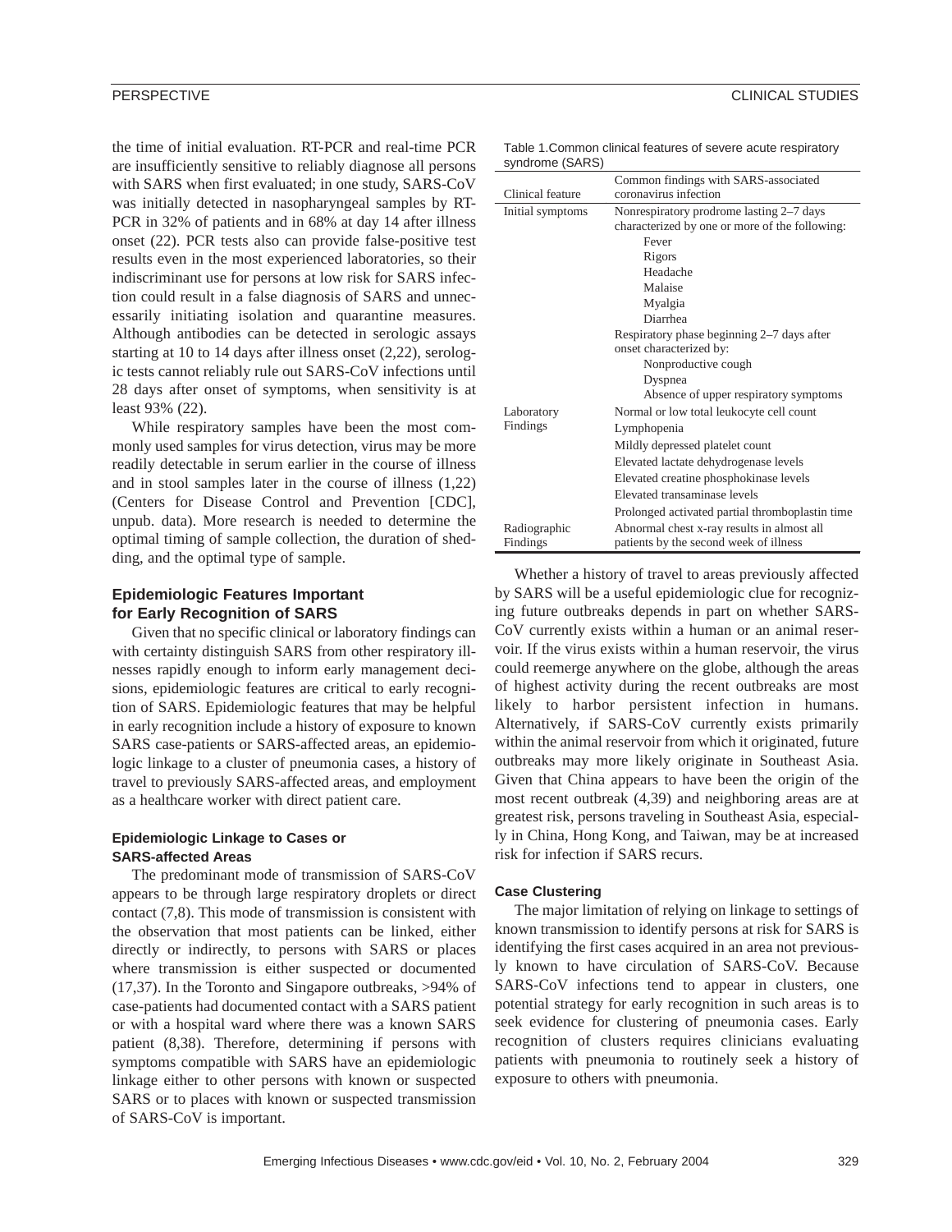the time of initial evaluation. RT-PCR and real-time PCR are insufficiently sensitive to reliably diagnose all persons with SARS when first evaluated; in one study, SARS-CoV was initially detected in nasopharyngeal samples by RT-PCR in 32% of patients and in 68% at day 14 after illness onset (22). PCR tests also can provide false-positive test results even in the most experienced laboratories, so their indiscriminant use for persons at low risk for SARS infection could result in a false diagnosis of SARS and unnecessarily initiating isolation and quarantine measures. Although antibodies can be detected in serologic assays starting at 10 to 14 days after illness onset (2,22), serologic tests cannot reliably rule out SARS-CoV infections until 28 days after onset of symptoms, when sensitivity is at least 93% (22).

While respiratory samples have been the most commonly used samples for virus detection, virus may be more readily detectable in serum earlier in the course of illness and in stool samples later in the course of illness (1,22) (Centers for Disease Control and Prevention [CDC], unpub. data). More research is needed to determine the optimal timing of sample collection, the duration of shedding, and the optimal type of sample.

## Epidemiologic Features Important for Early Recognition of SARS

Given that no specific clinical or laboratory findings can with certainty distinguish SARS from other respiratory illnesses rapidly enough to inform early management decisions, epidemiologic features are critical to early recognition of SARS. Epidemiologic features that may be helpful in early recognition include a history of exposure to known SARS case-patients or SARS-affected areas, an epidemiologic linkage to a cluster of pneumonia cases, a history of travel to previously SARS-affected areas, and employment as a healthcare worker with direct patient care.

### Epidemiologic Linkage to Cases or SARS-affected Areas

The predominant mode of transmission of SARS-CoV appears to be through large respiratory droplets or direct contact (7,8). This mode of transmission is consistent with the observation that most patients can be linked, either directly or indirectly, to persons with SARS or places where transmission is either suspected or documented (17,37). In the Toronto and Singapore outbreaks, >94% of case-patients had documented contact with a SARS patient or with a hospital ward where there was a known SARS patient (8,38). Therefore, determining if persons with symptoms compatible with SARS have an epidemiologic linkage either to other persons with known or suspected SARS or to places with known or suspected transmission of SARS-CoV is important.

Table 1. Common clinical features of severe acute respiratory syndrome (SARS)

| Clinical feature | Common findings with SARS-associated coronavirus infection |
|---|---|
| Initial symptoms | Nonrespiratory prodrome lasting 2–7 days characterized by one or more of the following: |
| | Fever |
| | Rigors |
| | Headache |
| | Malaise |
| | Myalgia |
| | Diarrhea |
| | Respiratory phase beginning 2–7 days after onset characterized by: |
| | Nonproductive cough |
| | Dyspnea |
| | Absence of upper respiratory symptoms |
| Laboratory Findings | Normal or low total leukocyte cell count |
| | Lymphopenia |
| | Mildly depressed platelet count |
| | Elevated lactate dehydrogenase levels |
| | Elevated creatine phosphokinase levels |
| | Elevated transaminase levels |
| | Prolonged activated partial thromboplastin time |
| Radiographic Findings | Abnormal chest x-ray results in almost all patients by the second week of illness |

Whether a history of travel to areas previously affected by SARS will be a useful epidemiologic clue for recognizing future outbreaks depends in part on whether SARS-CoV currently exists within a human or an animal reservoir. If the virus exists within a human reservoir, the virus could reemerge anywhere on the globe, although the areas of highest activity during the recent outbreaks are most likely to harbor persistent infection in humans. Alternatively, if SARS-CoV currently exists primarily within the animal reservoir from which it originated, future outbreaks may more likely originate in Southeast Asia. Given that China appears to have been the origin of the most recent outbreak (4,39) and neighboring areas are at greatest risk, persons traveling in Southeast Asia, especially in China, Hong Kong, and Taiwan, may be at increased risk for infection if SARS recurs.

### Case Clustering

The major limitation of relying on linkage to settings of known transmission to identify persons at risk for SARS is identifying the first cases acquired in an area not previously known to have circulation of SARS-CoV. Because SARS-CoV infections tend to appear in clusters, one potential strategy for early recognition in such areas is to seek evidence for clustering of pneumonia cases. Early recognition of clusters requires clinicians evaluating patients with pneumonia to routinely seek a history of exposure to others with pneumonia.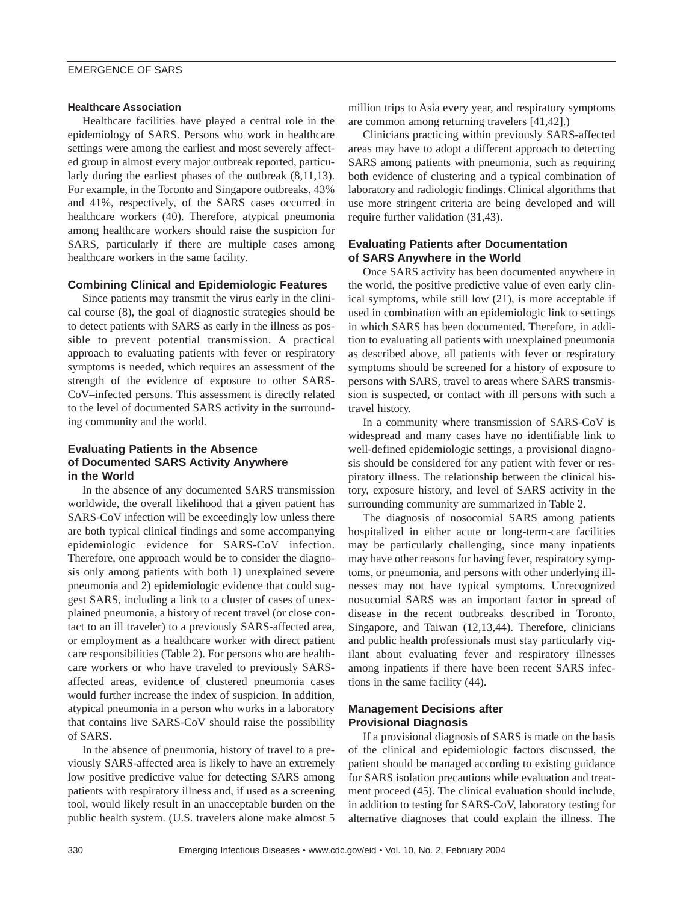### Healthcare Association

Healthcare facilities have played a central role in the epidemiology of SARS. Persons who work in healthcare settings were among the earliest and most severely affected group in almost every major outbreak reported, particularly during the earliest phases of the outbreak (8,11,13). For example, in the Toronto and Singapore outbreaks, 43% and 41%, respectively, of the SARS cases occurred in healthcare workers (40). Therefore, atypical pneumonia among healthcare workers should raise the suspicion for SARS, particularly if there are multiple cases among healthcare workers in the same facility.

## Combining Clinical and Epidemiologic Features

Since patients may transmit the virus early in the clinical course (8), the goal of diagnostic strategies should be to detect patients with SARS as early in the illness as possible to prevent potential transmission. A practical approach to evaluating patients with fever or respiratory symptoms is needed, which requires an assessment of the strength of the evidence of exposure to other SARS-CoV–infected persons. This assessment is directly related to the level of documented SARS activity in the surrounding community and the world.

## Evaluating Patients in the Absence of Documented SARS Activity Anywhere in the World

In the absence of any documented SARS transmission worldwide, the overall likelihood that a given patient has SARS-CoV infection will be exceedingly low unless there are both typical clinical findings and some accompanying epidemiologic evidence for SARS-CoV infection. Therefore, one approach would be to consider the diagnosis only among patients with both 1) unexplained severe pneumonia and 2) epidemiologic evidence that could suggest SARS, including a link to a cluster of cases of unexplained pneumonia, a history of recent travel (or close contact to an ill traveler) to a previously SARS-affected area, or employment as a healthcare worker with direct patient care responsibilities (Table 2). For persons who are healthcare workers or who have traveled to previously SARS-affected areas, evidence of clustered pneumonia cases would further increase the index of suspicion. In addition, atypical pneumonia in a person who works in a laboratory that contains live SARS-CoV should raise the possibility of SARS.

In the absence of pneumonia, history of travel to a previously SARS-affected area is likely to have an extremely low positive predictive value for detecting SARS among patients with respiratory illness and, if used as a screening tool, would likely result in an unacceptable burden on the public health system. (U.S. travelers alone make almost 5 million trips to Asia every year, and respiratory symptoms are common among returning travelers [41,42].)

Clinicians practicing within previously SARS-affected areas may have to adopt a different approach to detecting SARS among patients with pneumonia, such as requiring both evidence of clustering and a typical combination of laboratory and radiologic findings. Clinical algorithms that use more stringent criteria are being developed and will require further validation (31,43).

## Evaluating Patients after Documentation of SARS Anywhere in the World

Once SARS activity has been documented anywhere in the world, the positive predictive value of even early clinical symptoms, while still low (21), is more acceptable if used in combination with an epidemiologic link to settings in which SARS has been documented. Therefore, in addition to evaluating all patients with unexplained pneumonia as described above, all patients with fever or respiratory symptoms should be screened for a history of exposure to persons with SARS, travel to areas where SARS transmission is suspected, or contact with ill persons with such a travel history.

In a community where transmission of SARS-CoV is widespread and many cases have no identifiable link to well-defined epidemiologic settings, a provisional diagnosis should be considered for any patient with fever or respiratory illness. The relationship between the clinical history, exposure history, and level of SARS activity in the surrounding community are summarized in Table 2.

The diagnosis of nosocomial SARS among patients hospitalized in either acute or long-term-care facilities may be particularly challenging, since many inpatients may have other reasons for having fever, respiratory symptoms, or pneumonia, and persons with other underlying illnesses may not have typical symptoms. Unrecognized nosocomial SARS was an important factor in spread of disease in the recent outbreaks described in Toronto, Singapore, and Taiwan (12,13,44). Therefore, clinicians and public health professionals must stay particularly vigilant about evaluating fever and respiratory illnesses among inpatients if there have been recent SARS infections in the same facility (44).

## Management Decisions after Provisional Diagnosis

If a provisional diagnosis of SARS is made on the basis of the clinical and epidemiologic factors discussed, the patient should be managed according to existing guidance for SARS isolation precautions while evaluation and treatment proceed (45). The clinical evaluation should include, in addition to testing for SARS-CoV, laboratory testing for alternative diagnoses that could explain the illness. The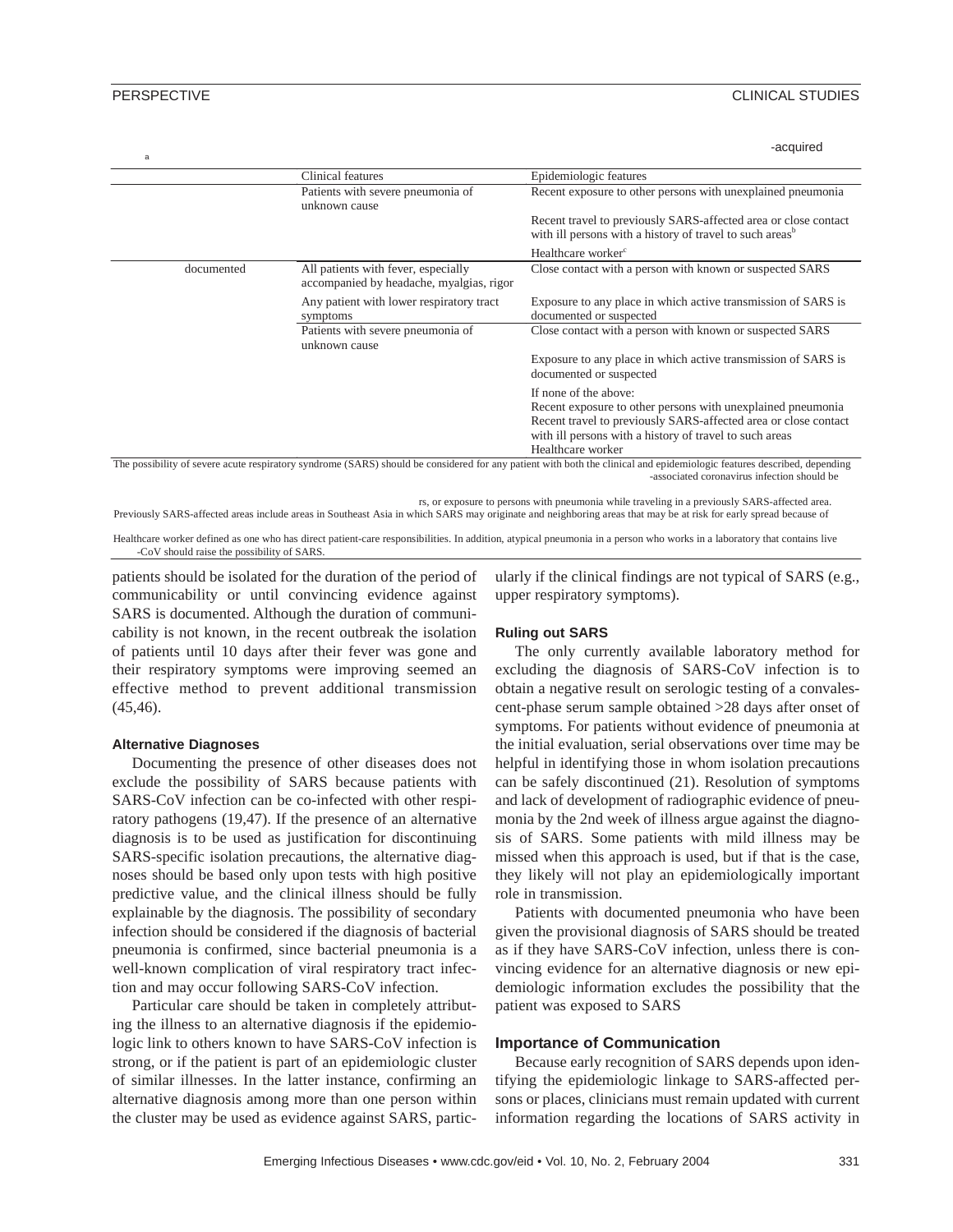-acquired

a

| | Clinical features | Epidemiologic features |
|---|---|---|
| | Patients with severe pneumonia of unknown cause | Recent exposure to other persons with unexplained pneumonia |
| | | Recent travel to previously SARS-affected area or close contact with ill persons with a history of travel to such areas[b] |
| | | Healthcare worker[c] |
| documented | All patients with fever, especially accompanied by headache, myalgias, rigor | Close contact with a person with known or suspected SARS |
| | Any patient with lower respiratory tract symptoms | Exposure to any place in which active transmission of SARS is documented or suspected |
| | Patients with severe pneumonia of unknown cause | Close contact with a person with known or suspected SARS |
| | | Exposure to any place in which active transmission of SARS is documented or suspected |
| | | If none of the above: Recent exposure to other persons with unexplained pneumonia Recent travel to previously SARS-affected area or close contact with ill persons with a history of travel to such areas Healthcare worker |

The possibility of severe acute respiratory syndrome (SARS) should be considered for any patient with both the clinical and epidemiologic features described, depending -associated coronavirus infection should be

rs, or exposure to persons with pneumonia while traveling in a previously SARS-affected area.
Previously SARS-affected areas include areas in Southeast Asia in which SARS may originate and neighboring areas that may be at risk for early spread because of

Healthcare worker defined as one who has direct patient-care responsibilities. In addition, atypical pneumonia in a person who works in a laboratory that contains live -CoV should raise the possibility of SARS.

patients should be isolated for the duration of the period of communicability or until convincing evidence against SARS is documented. Although the duration of communicability is not known, in the recent outbreak the isolation of patients until 10 days after their fever was gone and their respiratory symptoms were improving seemed an effective method to prevent additional transmission (45,46).

### Alternative Diagnoses

Documenting the presence of other diseases does not exclude the possibility of SARS because patients with SARS-CoV infection can be co-infected with other respiratory pathogens (19,47). If the presence of an alternative diagnosis is to be used as justification for discontinuing SARS-specific isolation precautions, the alternative diagnoses should be based only upon tests with high positive predictive value, and the clinical illness should be fully explainable by the diagnosis. The possibility of secondary infection should be considered if the diagnosis of bacterial pneumonia is confirmed, since bacterial pneumonia is a well-known complication of viral respiratory tract infection and may occur following SARS-CoV infection.

Particular care should be taken in completely attributing the illness to an alternative diagnosis if the epidemiologic link to others known to have SARS-CoV infection is strong, or if the patient is part of an epidemiologic cluster of similar illnesses. In the latter instance, confirming an alternative diagnosis among more than one person within the cluster may be used as evidence against SARS, particularly if the clinical findings are not typical of SARS (e.g., upper respiratory symptoms).

### Ruling out SARS

The only currently available laboratory method for excluding the diagnosis of SARS-CoV infection is to obtain a negative result on serologic testing of a convalescent-phase serum sample obtained >28 days after onset of symptoms. For patients without evidence of pneumonia at the initial evaluation, serial observations over time may be helpful in identifying those in whom isolation precautions can be safely discontinued (21). Resolution of symptoms and lack of development of radiographic evidence of pneumonia by the 2nd week of illness argue against the diagnosis of SARS. Some patients with mild illness may be missed when this approach is used, but if that is the case, they likely will not play an epidemiologically important role in transmission.

Patients with documented pneumonia who have been given the provisional diagnosis of SARS should be treated as if they have SARS-CoV infection, unless there is convincing evidence for an alternative diagnosis or new epidemiologic information excludes the possibility that the patient was exposed to SARS

### Importance of Communication

Because early recognition of SARS depends upon identifying the epidemiologic linkage to SARS-affected persons or places, clinicians must remain updated with current information regarding the locations of SARS activity in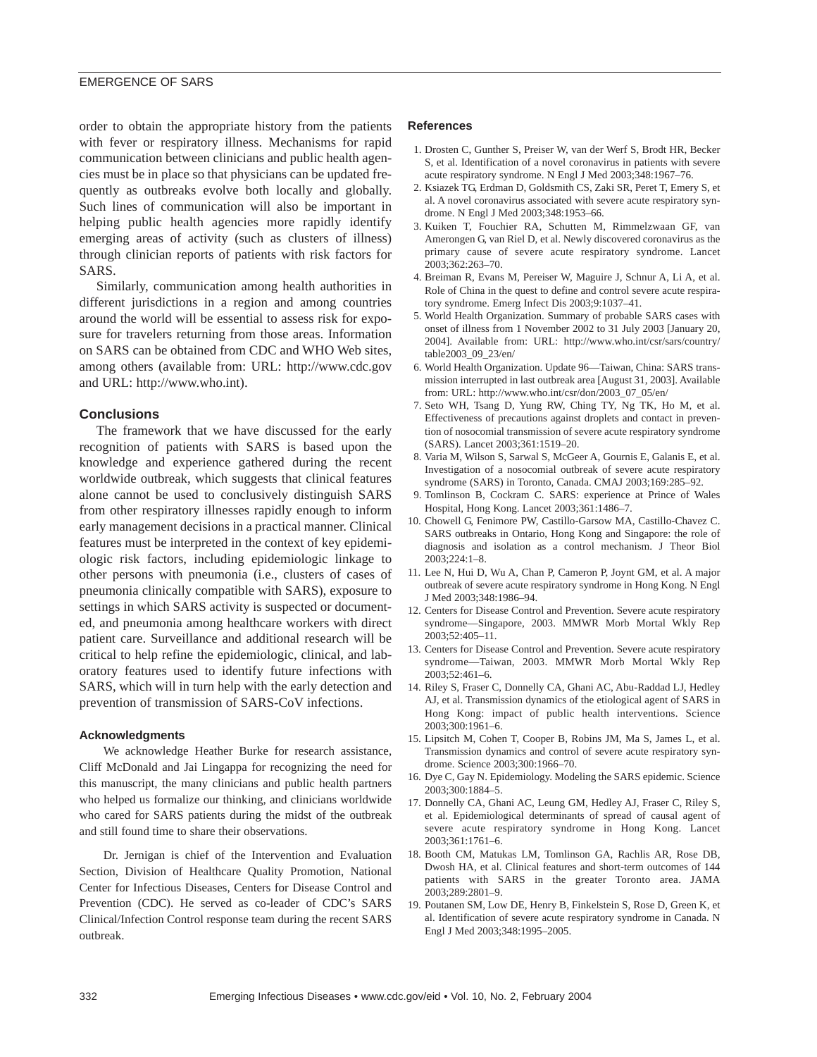order to obtain the appropriate history from the patients with fever or respiratory illness. Mechanisms for rapid communication between clinicians and public health agencies must be in place so that physicians can be updated frequently as outbreaks evolve both locally and globally. Such lines of communication will also be important in helping public health agencies more rapidly identify emerging areas of activity (such as clusters of illness) through clinician reports of patients with risk factors for SARS.

Similarly, communication among health authorities in different jurisdictions in a region and among countries around the world will be essential to assess risk for exposure for travelers returning from those areas. Information on SARS can be obtained from CDC and WHO Web sites, among others (available from: URL: http://www.cdc.gov and URL: http://www.who.int).

## Conclusions

The framework that we have discussed for the early recognition of patients with SARS is based upon the knowledge and experience gathered during the recent worldwide outbreak, which suggests that clinical features alone cannot be used to conclusively distinguish SARS from other respiratory illnesses rapidly enough to inform early management decisions in a practical manner. Clinical features must be interpreted in the context of key epidemiologic risk factors, including epidemiologic linkage to other persons with pneumonia (i.e., clusters of cases of pneumonia clinically compatible with SARS), exposure to settings in which SARS activity is suspected or documented, and pneumonia among healthcare workers with direct patient care. Surveillance and additional research will be critical to help refine the epidemiologic, clinical, and laboratory features used to identify future infections with SARS, which will in turn help with the early detection and prevention of transmission of SARS-CoV infections.

### Acknowledgments

We acknowledge Heather Burke for research assistance, Cliff McDonald and Jai Lingappa for recognizing the need for this manuscript, the many clinicians and public health partners who helped us formalize our thinking, and clinicians worldwide who cared for SARS patients during the midst of the outbreak and still found time to share their observations.

Dr. Jernigan is chief of the Intervention and Evaluation Section, Division of Healthcare Quality Promotion, National Center for Infectious Diseases, Centers for Disease Control and Prevention (CDC). He served as co-leader of CDC's SARS Clinical/Infection Control response team during the recent SARS outbreak.

### References

1. Drosten C, Gunther S, Preiser W, van der Werf S, Brodt HR, Becker S, et al. Identification of a novel coronavirus in patients with severe acute respiratory syndrome. N Engl J Med 2003;348:1967–76.
2. Ksiazek TG, Erdman D, Goldsmith CS, Zaki SR, Peret T, Emery S, et al. A novel coronavirus associated with severe acute respiratory syndrome. N Engl J Med 2003;348:1953–66.
3. Kuiken T, Fouchier RA, Schutten M, Rimmelzwaan GF, van Amerongen G, van Riel D, et al. Newly discovered coronavirus as the primary cause of severe acute respiratory syndrome. Lancet 2003;362:263–70.
4. Breiman R, Evans M, Pereiser W, Maguire J, Schnur A, Li A, et al. Role of China in the quest to define and control severe acute respiratory syndrome. Emerg Infect Dis 2003;9:1037–41.
5. World Health Organization. Summary of probable SARS cases with onset of illness from 1 November 2002 to 31 July 2003 [January 20, 2004]. Available from: URL: http://www.who.int/csr/sars/country/table2003_09_23/en/
6. World Health Organization. Update 96—Taiwan, China: SARS transmission interrupted in last outbreak area [August 31, 2003]. Available from: URL: http://www.who.int/csr/don/2003_07_05/en/
7. Seto WH, Tsang D, Yung RW, Ching TY, Ng TK, Ho M, et al. Effectiveness of precautions against droplets and contact in prevention of nosocomial transmission of severe acute respiratory syndrome (SARS). Lancet 2003;361:1519–20.
8. Varia M, Wilson S, Sarwal S, McGeer A, Gournis E, Galanis E, et al. Investigation of a nosocomial outbreak of severe acute respiratory syndrome (SARS) in Toronto, Canada. CMAJ 2003;169:285–92.
9. Tomlinson B, Cockram C. SARS: experience at Prince of Wales Hospital, Hong Kong. Lancet 2003;361:1486–7.
10. Chowell G, Fenimore PW, Castillo-Garsow MA, Castillo-Chavez C. SARS outbreaks in Ontario, Hong Kong and Singapore: the role of diagnosis and isolation as a control mechanism. J Theor Biol 2003;224:1–8.
11. Lee N, Hui D, Wu A, Chan P, Cameron P, Joynt GM, et al. A major outbreak of severe acute respiratory syndrome in Hong Kong. N Engl J Med 2003;348:1986–94.
12. Centers for Disease Control and Prevention. Severe acute respiratory syndrome—Singapore, 2003. MMWR Morb Mortal Wkly Rep 2003;52:405–11.
13. Centers for Disease Control and Prevention. Severe acute respiratory syndrome—Taiwan, 2003. MMWR Morb Mortal Wkly Rep 2003;52:461–6.
14. Riley S, Fraser C, Donnelly CA, Ghani AC, Abu-Raddad LJ, Hedley AJ, et al. Transmission dynamics of the etiological agent of SARS in Hong Kong: impact of public health interventions. Science 2003;300:1961–6.
15. Lipsitch M, Cohen T, Cooper B, Robins JM, Ma S, James L, et al. Transmission dynamics and control of severe acute respiratory syndrome. Science 2003;300:1966–70.
16. Dye C, Gay N. Epidemiology. Modeling the SARS epidemic. Science 2003;300:1884–5.
17. Donnelly CA, Ghani AC, Leung GM, Hedley AJ, Fraser C, Riley S, et al. Epidemiological determinants of spread of causal agent of severe acute respiratory syndrome in Hong Kong. Lancet 2003;361:1761–6.
18. Booth CM, Matukas LM, Tomlinson GA, Rachlis AR, Rose DB, Dwosh HA, et al. Clinical features and short-term outcomes of 144 patients with SARS in the greater Toronto area. JAMA 2003;289:2801–9.
19. Poutanen SM, Low DE, Henry B, Finkelstein S, Rose D, Green K, et al. Identification of severe acute respiratory syndrome in Canada. N Engl J Med 2003;348:1995–2005.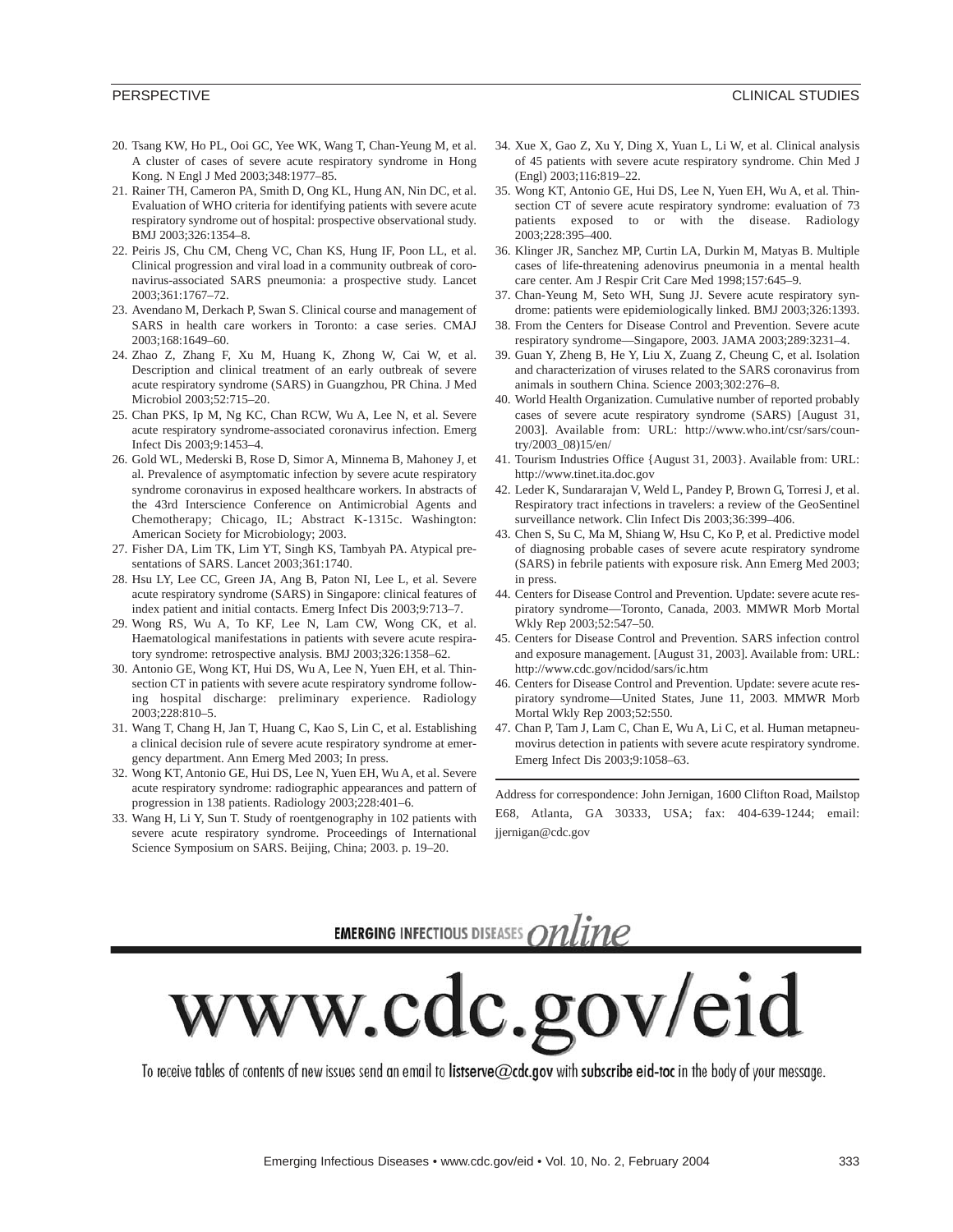20. Tsang KW, Ho PL, Ooi GC, Yee WK, Wang T, Chan-Yeung M, et al. A cluster of cases of severe acute respiratory syndrome in Hong Kong. N Engl J Med 2003;348:1977–85.
21. Rainer TH, Cameron PA, Smith D, Ong KL, Hung AN, Nin DC, et al. Evaluation of WHO criteria for identifying patients with severe acute respiratory syndrome out of hospital: prospective observational study. BMJ 2003;326:1354–8.
22. Peiris JS, Chu CM, Cheng VC, Chan KS, Hung IF, Poon LL, et al. Clinical progression and viral load in a community outbreak of coronavirus-associated SARS pneumonia: a prospective study. Lancet 2003;361:1767–72.
23. Avendano M, Derkach P, Swan S. Clinical course and management of SARS in health care workers in Toronto: a case series. CMAJ 2003;168:1649–60.
24. Zhao Z, Zhang F, Xu M, Huang K, Zhong W, Cai W, et al. Description and clinical treatment of an early outbreak of severe acute respiratory syndrome (SARS) in Guangzhou, PR China. J Med Microbiol 2003;52:715–20.
25. Chan PKS, Ip M, Ng KC, Chan RCW, Wu A, Lee N, et al. Severe acute respiratory syndrome-associated coronavirus infection. Emerg Infect Dis 2003;9:1453–4.
26. Gold WL, Mederski B, Rose D, Simor A, Minnema B, Mahoney J, et al. Prevalence of asymptomatic infection by severe acute respiratory syndrome coronavirus in exposed healthcare workers. In abstracts of the 43rd Interscience Conference on Antimicrobial Agents and Chemotherapy; Chicago, IL; Abstract K-1315c. Washington: American Society for Microbiology; 2003.
27. Fisher DA, Lim TK, Lim YT, Singh KS, Tambyah PA. Atypical presentations of SARS. Lancet 2003;361:1740.
28. Hsu LY, Lee CC, Green JA, Ang B, Paton NI, Lee L, et al. Severe acute respiratory syndrome (SARS) in Singapore: clinical features of index patient and initial contacts. Emerg Infect Dis 2003;9:713–7.
29. Wong RS, Wu A, To KF, Lee N, Lam CW, Wong CK, et al. Haematological manifestations in patients with severe acute respiratory syndrome: retrospective analysis. BMJ 2003;326:1358–62.
30. Antonio GE, Wong KT, Hui DS, Wu A, Lee N, Yuen EH, et al. Thin-section CT in patients with severe acute respiratory syndrome following hospital discharge: preliminary experience. Radiology 2003;228:810–5.
31. Wang T, Chang H, Jan T, Huang C, Kao S, Lin C, et al. Establishing a clinical decision rule of severe acute respiratory syndrome at emergency department. Ann Emerg Med 2003; In press.
32. Wong KT, Antonio GE, Hui DS, Lee N, Yuen EH, Wu A, et al. Severe acute respiratory syndrome: radiographic appearances and pattern of progression in 138 patients. Radiology 2003;228:401–6.
33. Wang H, Li Y, Sun T. Study of roentgenography in 102 patients with severe acute respiratory syndrome. Proceedings of International Science Symposium on SARS. Beijing, China; 2003. p. 19–20.
34. Xue X, Gao Z, Xu Y, Ding X, Yuan L, Li W, et al. Clinical analysis of 45 patients with severe acute respiratory syndrome. Chin Med J (Engl) 2003;116:819–22.
35. Wong KT, Antonio GE, Hui DS, Lee N, Yuen EH, Wu A, et al. Thin-section CT of severe acute respiratory syndrome: evaluation of 73 patients exposed to or with the disease. Radiology 2003;228:395–400.
36. Klinger JR, Sanchez MP, Curtin LA, Durkin M, Matyas B. Multiple cases of life-threatening adenovirus pneumonia in a mental health care center. Am J Respir Crit Care Med 1998;157:645–9.
37. Chan-Yeung M, Seto WH, Sung JJ. Severe acute respiratory syndrome: patients were epidemiologically linked. BMJ 2003;326:1393.
38. From the Centers for Disease Control and Prevention. Severe acute respiratory syndrome—Singapore, 2003. JAMA 2003;289:3231–4.
39. Guan Y, Zheng B, He Y, Liu X, Zuang Z, Cheung C, et al. Isolation and characterization of viruses related to the SARS coronavirus from animals in southern China. Science 2003;302:276–8.
40. World Health Organization. Cumulative number of reported probably cases of severe acute respiratory syndrome (SARS) [August 31, 2003]. Available from: URL: http://www.who.int/csr/sars/country/2003_08)15/en/
41. Tourism Industries Office {August 31, 2003}. Available from: URL: http://www.tinet.ita.doc.gov
42. Leder K, Sundararajan V, Weld L, Pandey P, Brown G, Torresi J, et al. Respiratory tract infections in travelers: a review of the GeoSentinel surveillance network. Clin Infect Dis 2003;36:399–406.
43. Chen S, Su C, Ma M, Shiang W, Hsu C, Ko P, et al. Predictive model of diagnosing probable cases of severe acute respiratory syndrome (SARS) in febrile patients with exposure risk. Ann Emerg Med 2003; in press.
44. Centers for Disease Control and Prevention. Update: severe acute respiratory syndrome—Toronto, Canada, 2003. MMWR Morb Mortal Wkly Rep 2003;52:547–50.
45. Centers for Disease Control and Prevention. SARS infection control and exposure management. [August 31, 2003]. Available from: URL: http://www.cdc.gov/ncidod/sars/ic.htm
46. Centers for Disease Control and Prevention. Update: severe acute respiratory syndrome—United States, June 11, 2003. MMWR Morb Mortal Wkly Rep 2003;52:550.
47. Chan P, Tam J, Lam C, Chan E, Wu A, Li C, et al. Human metapneumovirus detection in patients with severe acute respiratory syndrome. Emerg Infect Dis 2003;9:1058–63.

Address for correspondence: John Jernigan, 1600 Clifton Road, Mailstop E68, Atlanta, GA 30333, USA; fax: 404-639-1244; email: jjernigan@cdc.gov

**EMERGING INFECTIOUS DISEASES** *online*

# www.cdc.gov/eid

To receive tables of contents of new issues send an email to **listserve@cdc.gov** with **subscribe eid-toc** in the body of your message.